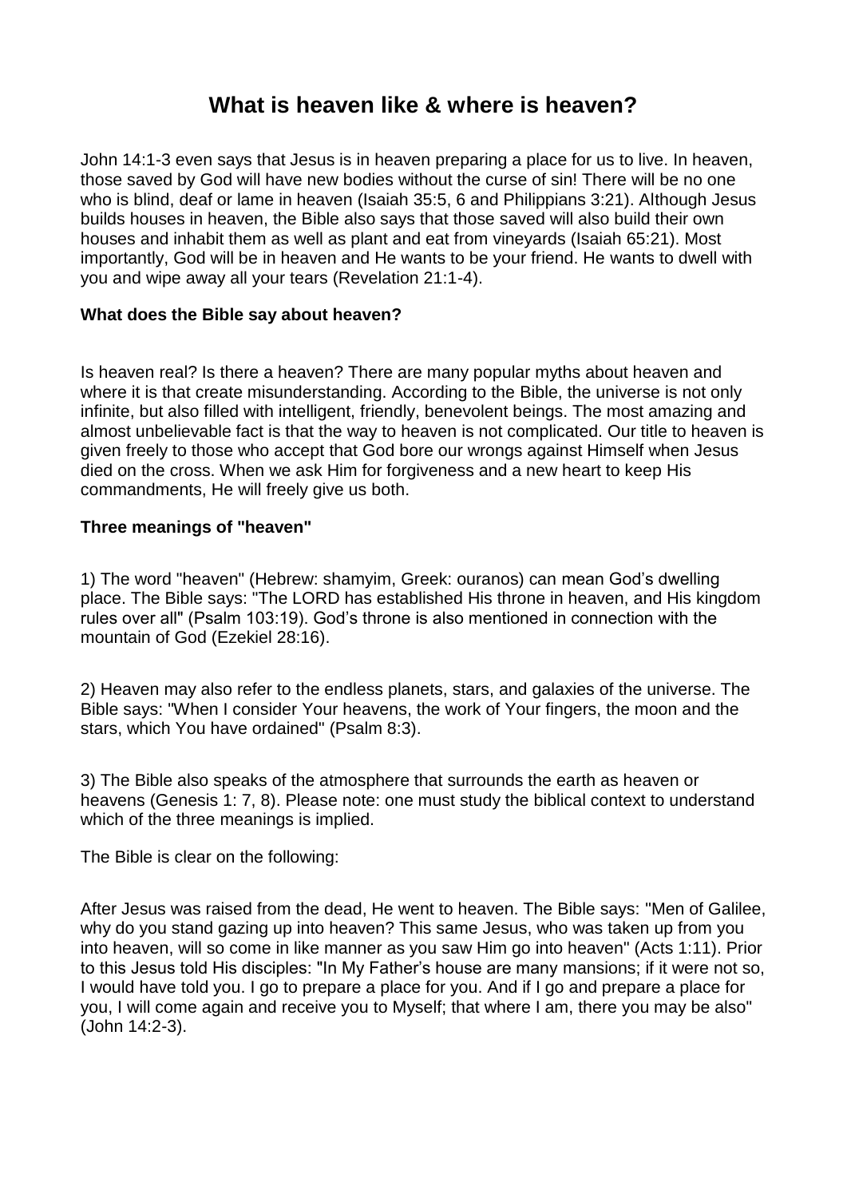# What is heaven like & where is heaven?

John 14:1-3 even says that Jesus is in heaven preparing a place for us to live. In heaven, those saved by God will have new bodies without the curse of sin! There will be no one who is blind, deaf or lame in heaven (Isaiah 35:5, 6 and Philippians 3:21). Although Jesus builds houses in heaven, the Bible also says that those saved will also build their own houses and inhabit them as well as plant and eat from vineyards (Isaiah 65:21). Most importantly, God will be in heaven and He wants to be your friend. He wants to dwell with you and wipe away all your tears (Revelation 21:1-4).

**What does the Bible say about heaven?**

Is heaven real? Is there a heaven? There are many popular myths about heaven and where it is that create misunderstanding. According to the Bible, the universe is not only infinite, but also filled with intelligent, friendly, benevolent beings. The most amazing and almost unbelievable fact is that the way to heaven is not complicated. Our title to heaven is given freely to those who accept that God bore our wrongs against Himself when Jesus died on the cross. When we ask Him for forgiveness and a new heart to keep His commandments, He will freely give us both.

**Three meanings of "heaven"**

1) The word "heaven" (Hebrew: shamyim, Greek: ouranos) can mean God's dwelling place. The Bible says: "The LORD has established His throne in heaven, and His kingdom rules over all" (Psalm 103:19). God's throne is also mentioned in connection with the mountain of God (Ezekiel 28:16).

2) Heaven may also refer to the endless planets, stars, and galaxies of the universe. The Bible says: "When I consider Your heavens, the work of Your fingers, the moon and the stars, which You have ordained" (Psalm 8:3).

3) The Bible also speaks of the atmosphere that surrounds the earth as heaven or heavens (Genesis 1: 7, 8). Please note: one must study the biblical context to understand which of the three meanings is implied.

The Bible is clear on the following:

After Jesus was raised from the dead, He went to heaven. The Bible says: "Men of Galilee, why do you stand gazing up into heaven? This same Jesus, who was taken up from you into heaven, will so come in like manner as you saw Him go into heaven" (Acts 1:11). Prior to this Jesus told His disciples: "In My Father's house are many mansions; if it were not so, I would have told you. I go to prepare a place for you. And if I go and prepare a place for you, I will come again and receive you to Myself; that where I am, there you may be also" (John 14:2-3).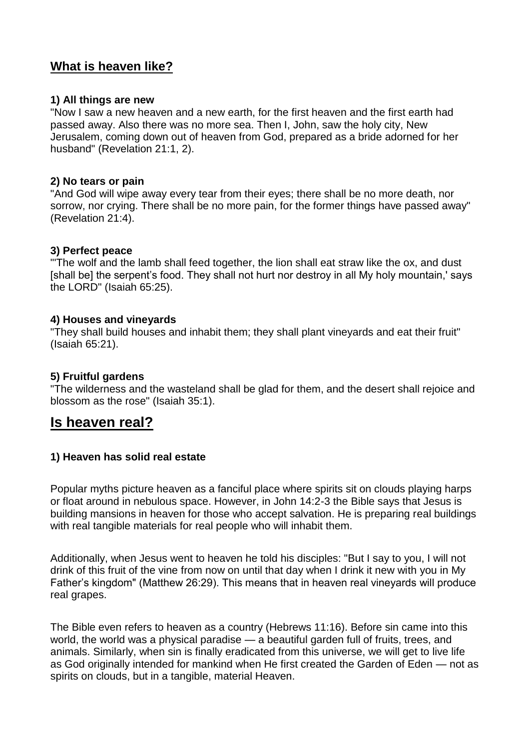## What is heaven like?

**1) All things are new**

"Now I saw a new heaven and a new earth, for the first heaven and the first earth had passed away. Also there was no more sea. Then I, John, saw the holy city, New Jerusalem, coming down out of heaven from God, prepared as a bride adorned for her husband" (Revelation 21:1, 2).

**2) No tears or pain**

"And God will wipe away every tear from their eyes; there shall be no more death, nor sorrow, nor crying. There shall be no more pain, for the former things have passed away" (Revelation 21:4).

**3) Perfect peace**

"'The wolf and the lamb shall feed together, the lion shall eat straw like the ox, and dust [shall be] the serpent's food. They shall not hurt nor destroy in all My holy mountain,' says the LORD" (Isaiah 65:25).

**4) Houses and vineyards**

"They shall build houses and inhabit them; they shall plant vineyards and eat their fruit" (Isaiah 65:21).

**5) Fruitful gardens**

"The wilderness and the wasteland shall be glad for them, and the desert shall rejoice and blossom as the rose" (Isaiah 35:1).

# Is heaven real?

**1) Heaven has solid real estate**

Popular myths picture heaven as a fanciful place where spirits sit on clouds playing harps or float around in nebulous space. However, in John 14:2-3 the Bible says that Jesus is building mansions in heaven for those who accept salvation. He is preparing real buildings with real tangible materials for real people who will inhabit them.

Additionally, when Jesus went to heaven he told his disciples: "But I say to you, I will not drink of this fruit of the vine from now on until that day when I drink it new with you in My Father's kingdom" (Matthew 26:29). This means that in heaven real vineyards will produce real grapes.

The Bible even refers to heaven as a country (Hebrews 11:16). Before sin came into this world, the world was a physical paradise — a beautiful garden full of fruits, trees, and animals. Similarly, when sin is finally eradicated from this universe, we will get to live life as God originally intended for mankind when He first created the Garden of Eden — not as spirits on clouds, but in a tangible, material Heaven.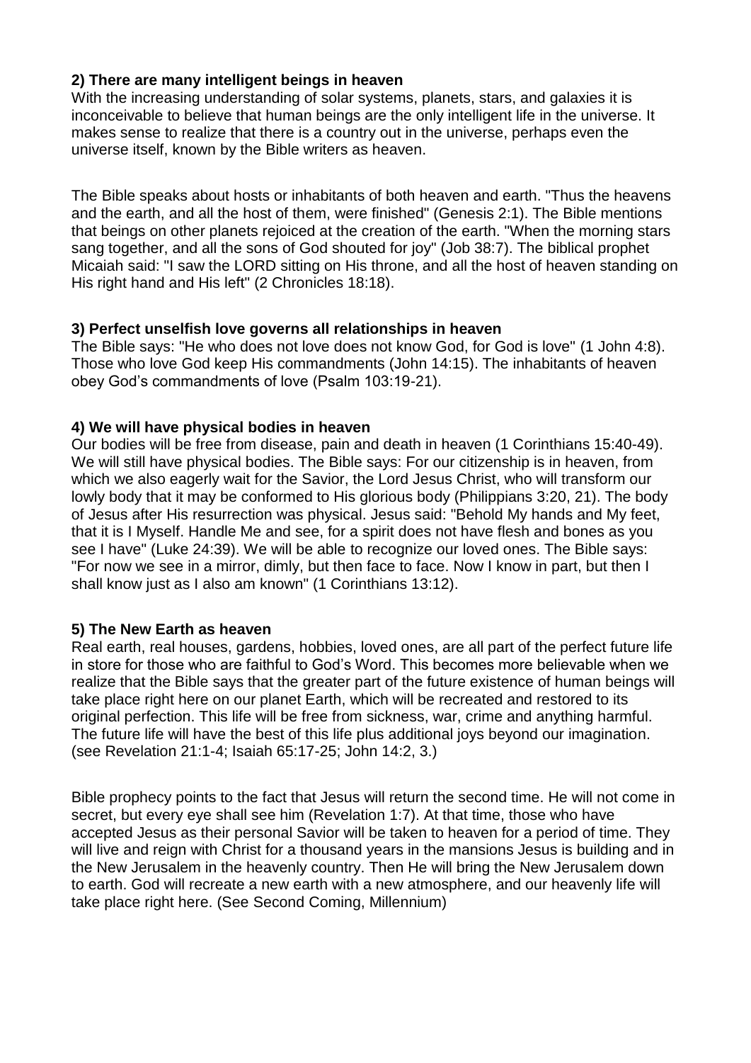**2) There are many intelligent beings in heaven**

With the increasing understanding of solar systems, planets, stars, and galaxies it is inconceivable to believe that human beings are the only intelligent life in the universe. It makes sense to realize that there is a country out in the universe, perhaps even the universe itself, known by the Bible writers as heaven.

The Bible speaks about hosts or inhabitants of both heaven and earth. "Thus the heavens and the earth, and all the host of them, were finished" (Genesis 2:1). The Bible mentions that beings on other planets rejoiced at the creation of the earth. "When the morning stars sang together, and all the sons of God shouted for joy" (Job 38:7). The biblical prophet Micaiah said: "I saw the LORD sitting on His throne, and all the host of heaven standing on His right hand and His left" (2 Chronicles 18:18).

**3) Perfect unselfish love governs all relationships in heaven**

The Bible says: "He who does not love does not know God, for God is love" (1 John 4:8). Those who love God keep His commandments (John 14:15). The inhabitants of heaven obey God's commandments of love (Psalm 103:19-21).

**4) We will have physical bodies in heaven**

Our bodies will be free from disease, pain and death in heaven (1 Corinthians 15:40-49). We will still have physical bodies. The Bible says: For our citizenship is in heaven, from which we also eagerly wait for the Savior, the Lord Jesus Christ, who will transform our lowly body that it may be conformed to His glorious body (Philippians 3:20, 21). The body of Jesus after His resurrection was physical. Jesus said: "Behold My hands and My feet, that it is I Myself. Handle Me and see, for a spirit does not have flesh and bones as you see I have" (Luke 24:39). We will be able to recognize our loved ones. The Bible says: "For now we see in a mirror, dimly, but then face to face. Now I know in part, but then I shall know just as I also am known" (1 Corinthians 13:12).

**5) The New Earth as heaven**

Real earth, real houses, gardens, hobbies, loved ones, are all part of the perfect future life in store for those who are faithful to God's Word. This becomes more believable when we realize that the Bible says that the greater part of the future existence of human beings will take place right here on our planet Earth, which will be recreated and restored to its original perfection. This life will be free from sickness, war, crime and anything harmful. The future life will have the best of this life plus additional joys beyond our imagination. (see Revelation 21:1-4; Isaiah 65:17-25; John 14:2, 3.)

Bible prophecy points to the fact that Jesus will return the second time. He will not come in secret, but every eye shall see him (Revelation 1:7). At that time, those who have accepted Jesus as their personal Savior will be taken to heaven for a period of time. They will live and reign with Christ for a thousand years in the mansions Jesus is building and in the New Jerusalem in the heavenly country. Then He will bring the New Jerusalem down to earth. God will recreate a new earth with a new atmosphere, and our heavenly life will take place right here. (See Second Coming, Millennium)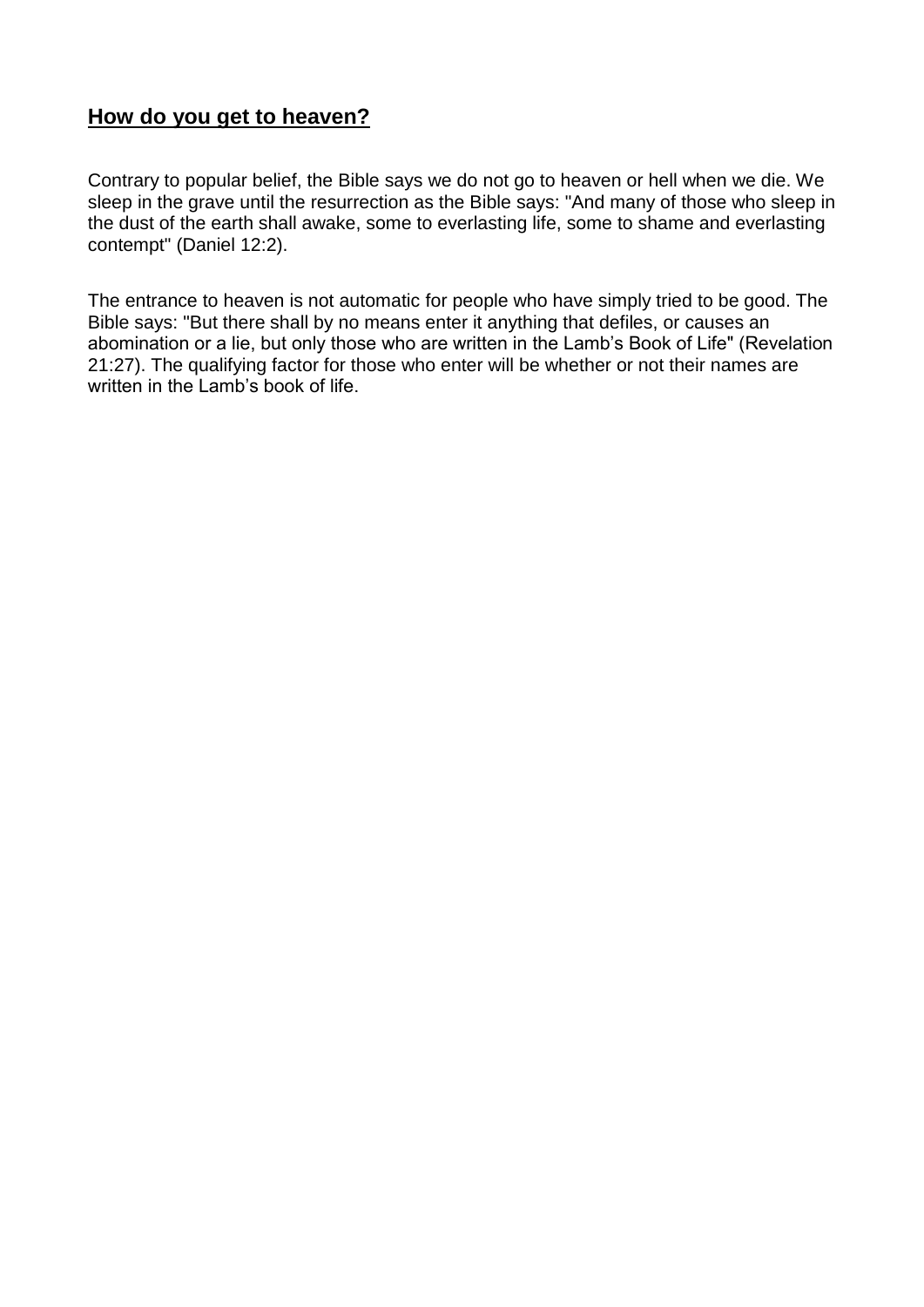## How do you get to heaven?

Contrary to popular belief, the Bible says we do not go to heaven or hell when we die. We sleep in the grave until the resurrection as the Bible says: "And many of those who sleep in the dust of the earth shall awake, some to everlasting life, some to shame and everlasting contempt" (Daniel 12:2).

The entrance to heaven is not automatic for people who have simply tried to be good. The Bible says: "But there shall by no means enter it anything that defiles, or causes an abomination or a lie, but only those who are written in the Lamb's Book of Life" (Revelation 21:27). The qualifying factor for those who enter will be whether or not their names are written in the Lamb's book of life.